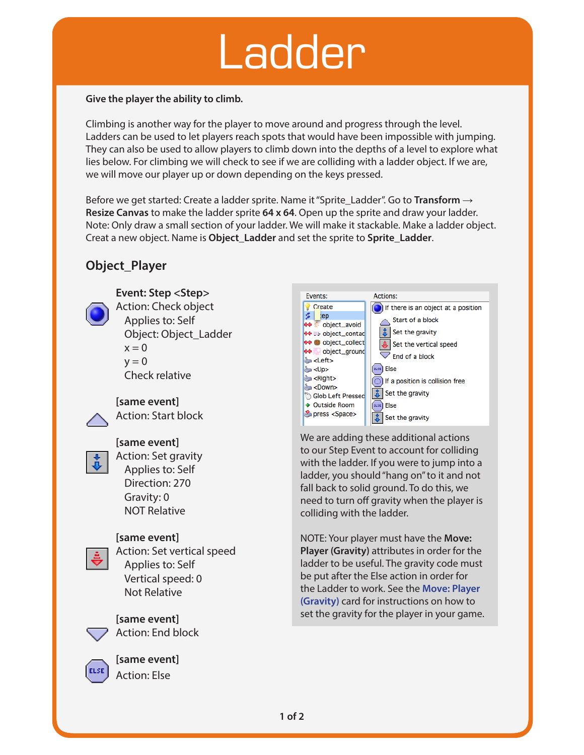# Ladder

**Give the player the ability to climb.**

Climbing is another way for the player to move around and progress through the level. Ladders can be used to let players reach spots that would have been impossible with jumping. They can also be used to allow players to climb down into the depths of a level to explore what lies below. For climbing we will check to see if we are colliding with a ladder object. If we are, we will move our player up or down depending on the keys pressed.

Before we get started: Create a ladder sprite. Name it "Sprite_Ladder". Go to **Transform → Resize Canvas** to make the ladder sprite **64 x 64**. Open up the sprite and draw your ladder. Note: Only draw a small section of your ladder. We will make it stackable. Make a ladder object. Creat a new object. Name is **Object_Ladder** and set the sprite to **Sprite_Ladder**.

## Object_Player

**Event: Step <Step>**
Action: Check object
- Applies to: Self
- Object: Object_Ladder
- x = 0
- y = 0
- Check relative

**[same event]**
Action: Start block

**[same event]**
Action: Set gravity
- Applies to: Self
- Direction: 270
- Gravity: 0
- NOT Relative

**[same event]**
Action: Set vertical speed
- Applies to: Self
- Vertical speed: 0
- Not Relative

**[same event]**
Action: End block

**[same event]**
Action: Else

| Events: | Actions: |
|---|---|
| Create | If there is an object at a position |
| Step | Start of a block |
| object_avoid | Set the gravity |
| object_contac | Set the vertical speed |
| object_collect | End of a block |
| object_ground | Else |
| <Left> | If a position is collision free |
| <Up> | Set the gravity |
| <Right> | Else |
| <Down> | Set the gravity |
| Glob Left Pressed | |
| Outside Room | |
| press <Space> | |

We are adding these additional actions to our Step Event to account for colliding with the ladder. If you were to jump into a ladder, you should "hang on" to it and not fall back to solid ground. To do this, we need to turn off gravity when the player is colliding with the ladder.

NOTE: Your player must have the **Move: Player (Gravity)** attributes in order for the ladder to be useful. The gravity code must be put after the Else action in order for the Ladder to work. See the **Move: Player (Gravity)** card for instructions on how to set the gravity for the player in your game.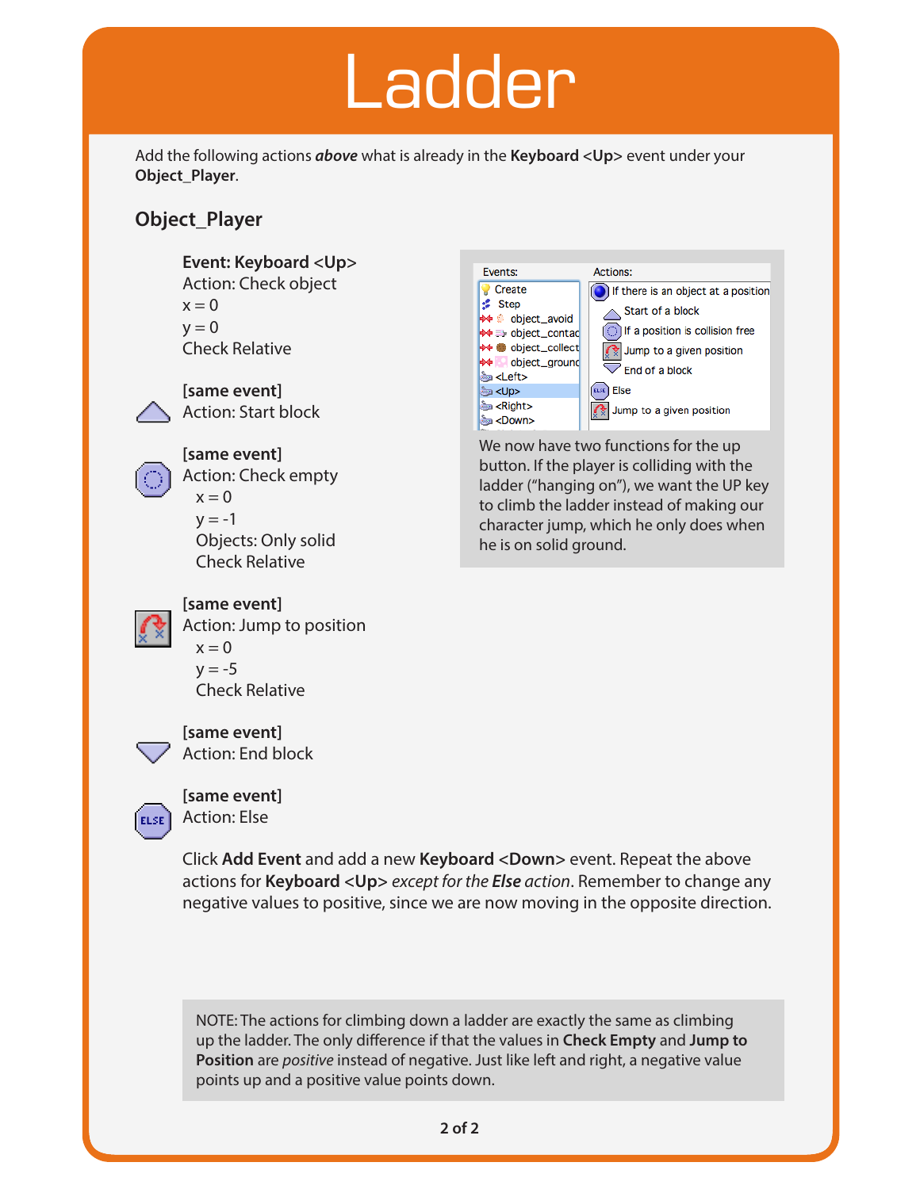# Ladder

Add the following actions ***above*** what is already in the **Keyboard <Up>** event under your **Object_Player**.

## Object_Player

**Event: Keyboard <Up>**
Action: Check object
x = 0
y = 0
Check Relative

**[same event]**
Action: Start block

**[same event]**
Action: Check empty
x = 0
y = -1
Objects: Only solid
Check Relative

**[same event]**
Action: Jump to position
x = 0
y = -5
Check Relative

**[same event]**
Action: End block

**[same event]**
Action: Else

Click **Add Event** and add a new **Keyboard <Down>** event. Repeat the above actions for **Keyboard <Up>** *except for the **Else** action*. Remember to change any negative values to positive, since we are now moving in the opposite direction.

Events:
Create
Step
object_avoid
object_contac
object_collect
object_ground
<Left>
<Up>
<Right>
<Down>

Actions:
If there is an object at a position
Start of a block
If a position is collision free
Jump to a given position
End of a block
Else
Jump to a given position

We now have two functions for the up button. If the player is colliding with the ladder ("hanging on"), we want the UP key to climb the ladder instead of making our character jump, which he only does when he is on solid ground.

NOTE: The actions for climbing down a ladder are exactly the same as climbing up the ladder. The only difference if that the values in **Check Empty** and **Jump to Position** are *positive* instead of negative. Just like left and right, a negative value points up and a positive value points down.